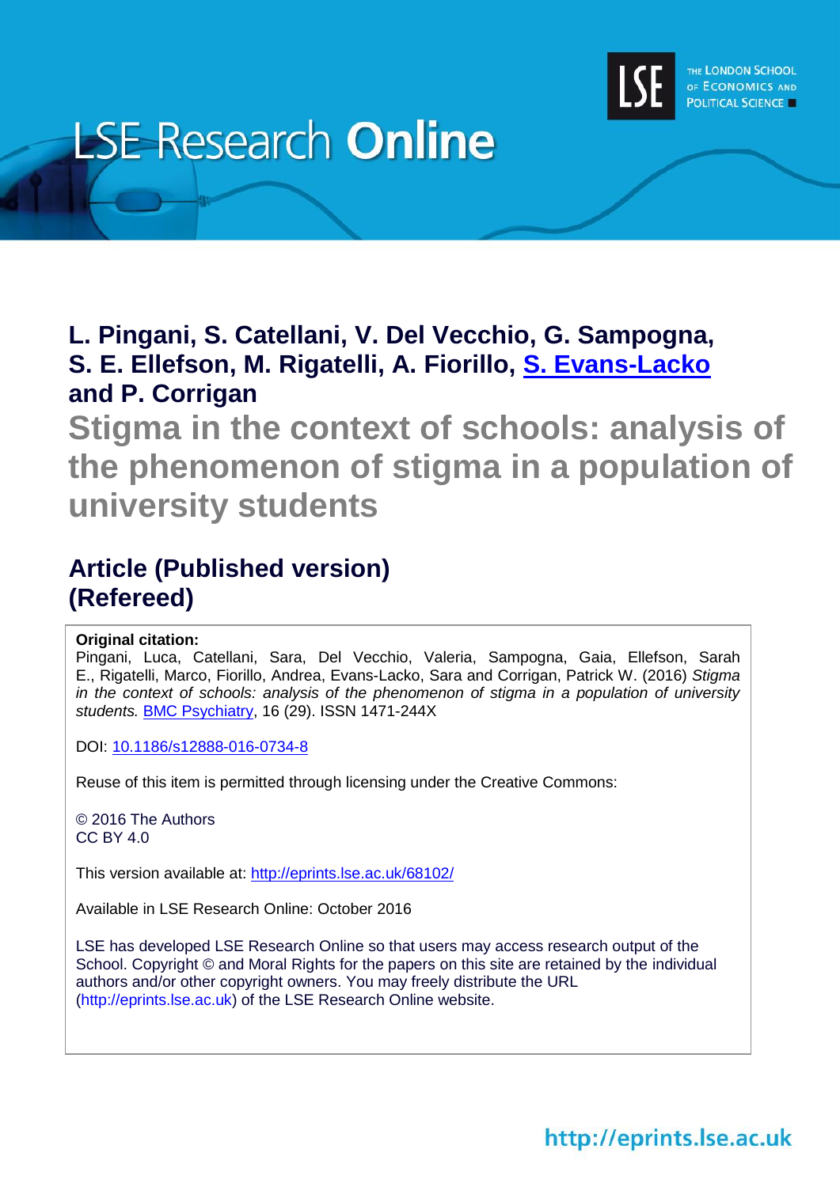# LSE Research Online

THE LONDON SCHOOL OF ECONOMICS AND POLITICAL SCIENCE

**L. Pingani, S. Catellani, V. Del Vecchio, G. Sampogna, S. E. Ellefson, M. Rigatelli, A. Fiorillo, S. Evans-Lacko and P. Corrigan**

## Stigma in the context of schools: analysis of the phenomenon of stigma in a population of university students

## Article (Published version) (Refereed)

**Original citation:**
Pingani, Luca, Catellani, Sara, Del Vecchio, Valeria, Sampogna, Gaia, Ellefson, Sarah E., Rigatelli, Marco, Fiorillo, Andrea, Evans-Lacko, Sara and Corrigan, Patrick W. (2016) *Stigma in the context of schools: analysis of the phenomenon of stigma in a population of university students.* BMC Psychiatry, 16 (29). ISSN 1471-244X

DOI: 10.1186/s12888-016-0734-8

Reuse of this item is permitted through licensing under the Creative Commons:

© 2016 The Authors
CC BY 4.0

This version available at: http://eprints.lse.ac.uk/68102/

Available in LSE Research Online: October 2016

LSE has developed LSE Research Online so that users may access research output of the School. Copyright © and Moral Rights for the papers on this site are retained by the individual authors and/or other copyright owners. You may freely distribute the URL (http://eprints.lse.ac.uk) of the LSE Research Online website.

http://eprints.lse.ac.uk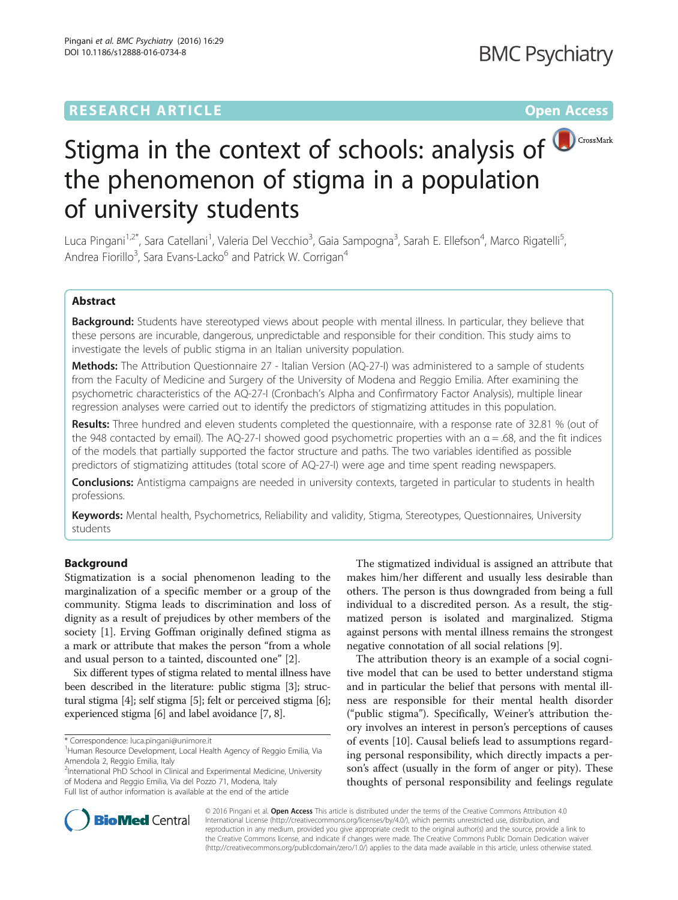# Stigma in the context of schools: analysis of the phenomenon of stigma in a population of university students

Luca Pingani[1,2*], Sara Catellani[1], Valeria Del Vecchio[3], Gaia Sampogna[3], Sarah E. Ellefson[4], Marco Rigatelli[5], Andrea Fiorillo[3], Sara Evans-Lacko[6] and Patrick W. Corrigan[4]

## Abstract

**Background:** Students have stereotyped views about people with mental illness. In particular, they believe that these persons are incurable, dangerous, unpredictable and responsible for their condition. This study aims to investigate the levels of public stigma in an Italian university population.

**Methods:** The Attribution Questionnaire 27 - Italian Version (AQ-27-I) was administered to a sample of students from the Faculty of Medicine and Surgery of the University of Modena and Reggio Emilia. After examining the psychometric characteristics of the AQ-27-I (Cronbach's Alpha and Confirmatory Factor Analysis), multiple linear regression analyses were carried out to identify the predictors of stigmatizing attitudes in this population.

**Results:** Three hundred and eleven students completed the questionnaire, with a response rate of 32.81 % (out of the 948 contacted by email). The AQ-27-I showed good psychometric properties with an α = .68, and the fit indices of the models that partially supported the factor structure and paths. The two variables identified as possible predictors of stigmatizing attitudes (total score of AQ-27-I) were age and time spent reading newspapers.

**Conclusions:** Antistigma campaigns are needed in university contexts, targeted in particular to students in health professions.

**Keywords:** Mental health, Psychometrics, Reliability and validity, Stigma, Stereotypes, Questionnaires, University students

## Background

Stigmatization is a social phenomenon leading to the marginalization of a specific member or a group of the community. Stigma leads to discrimination and loss of dignity as a result of prejudices by other members of the society [1]. Erving Goffman originally defined stigma as a mark or attribute that makes the person "from a whole and usual person to a tainted, discounted one" [2].

Six different types of stigma related to mental illness have been described in the literature: public stigma [3]; structural stigma [4]; self stigma [5]; felt or perceived stigma [6]; experienced stigma [6] and label avoidance [7, 8].

The stigmatized individual is assigned an attribute that makes him/her different and usually less desirable than others. The person is thus downgraded from being a full individual to a discredited person. As a result, the stigmatized person is isolated and marginalized. Stigma against persons with mental illness remains the strongest negative connotation of all social relations [9].

The attribution theory is an example of a social cognitive model that can be used to better understand stigma and in particular the belief that persons with mental illness are responsible for their mental health disorder ("public stigma"). Specifically, Weiner's attribution theory involves an interest in person's perceptions of causes of events [10]. Causal beliefs lead to assumptions regarding personal responsibility, which directly impacts a person's affect (usually in the form of anger or pity). These thoughts of personal responsibility and feelings regulate

\* Correspondence: luca.pingani@unimore.it
[1]Human Resource Development, Local Health Agency of Reggio Emilia, Via Amendola 2, Reggio Emilia, Italy
[2]International PhD School in Clinical and Experimental Medicine, University of Modena and Reggio Emilia, Via del Pozzo 71, Modena, Italy
Full list of author information is available at the end of the article

© 2016 Pingani et al. **Open Access** This article is distributed under the terms of the Creative Commons Attribution 4.0 International License (http://creativecommons.org/licenses/by/4.0/), which permits unrestricted use, distribution, and reproduction in any medium, provided you give appropriate credit to the original author(s) and the source, provide a link to the Creative Commons license, and indicate if changes were made. The Creative Commons Public Domain Dedication waiver (http://creativecommons.org/publicdomain/zero/1.0/) applies to the data made available in this article, unless otherwise stated.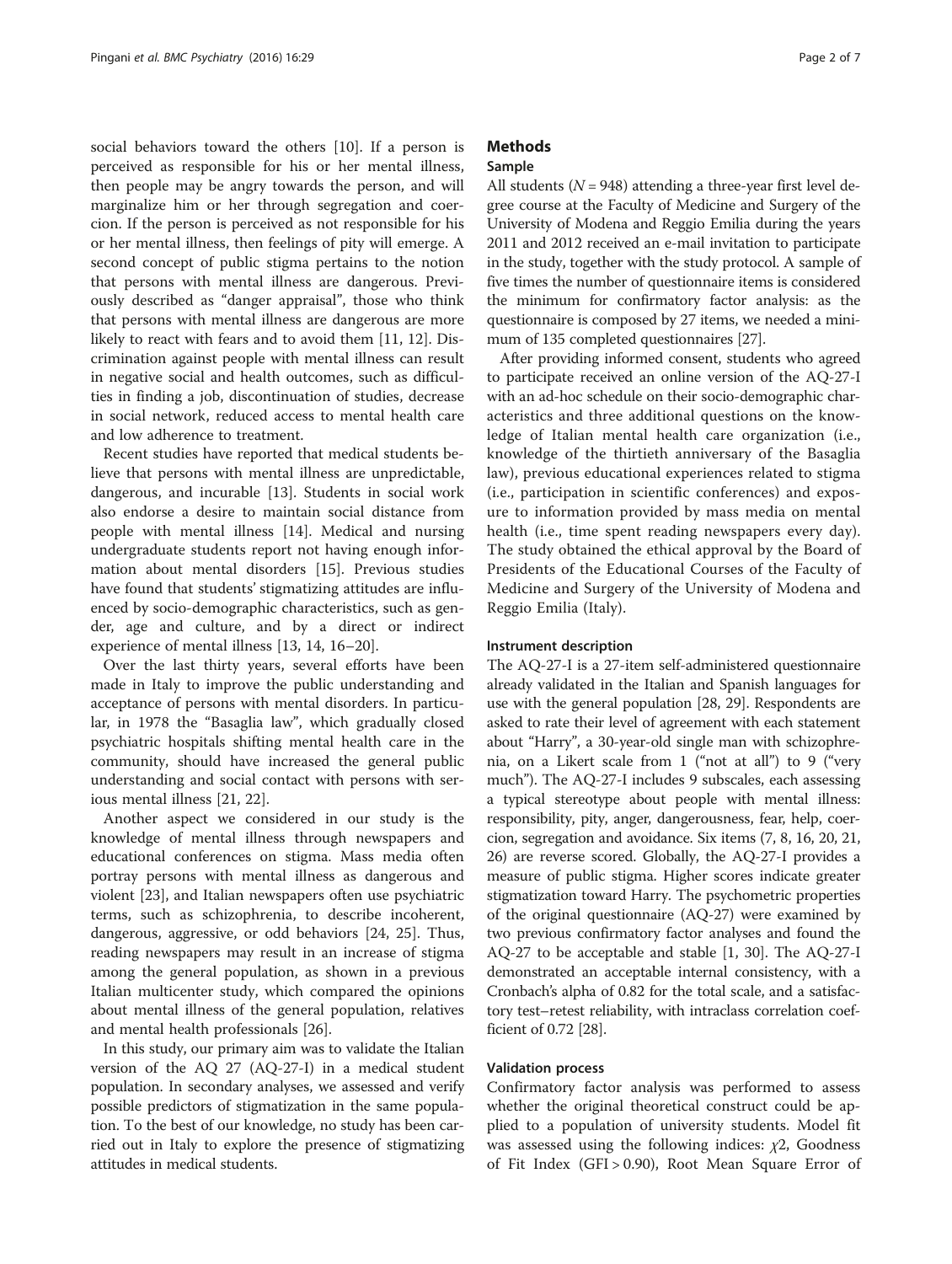social behaviors toward the others [10]. If a person is perceived as responsible for his or her mental illness, then people may be angry towards the person, and will marginalize him or her through segregation and coercion. If the person is perceived as not responsible for his or her mental illness, then feelings of pity will emerge. A second concept of public stigma pertains to the notion that persons with mental illness are dangerous. Previously described as "danger appraisal", those who think that persons with mental illness are dangerous are more likely to react with fears and to avoid them [11, 12]. Discrimination against people with mental illness can result in negative social and health outcomes, such as difficulties in finding a job, discontinuation of studies, decrease in social network, reduced access to mental health care and low adherence to treatment.

Recent studies have reported that medical students believe that persons with mental illness are unpredictable, dangerous, and incurable [13]. Students in social work also endorse a desire to maintain social distance from people with mental illness [14]. Medical and nursing undergraduate students report not having enough information about mental disorders [15]. Previous studies have found that students' stigmatizing attitudes are influenced by socio-demographic characteristics, such as gender, age and culture, and by a direct or indirect experience of mental illness [13, 14, 16–20].

Over the last thirty years, several efforts have been made in Italy to improve the public understanding and acceptance of persons with mental disorders. In particular, in 1978 the "Basaglia law", which gradually closed psychiatric hospitals shifting mental health care in the community, should have increased the general public understanding and social contact with persons with serious mental illness [21, 22].

Another aspect we considered in our study is the knowledge of mental illness through newspapers and educational conferences on stigma. Mass media often portray persons with mental illness as dangerous and violent [23], and Italian newspapers often use psychiatric terms, such as schizophrenia, to describe incoherent, dangerous, aggressive, or odd behaviors [24, 25]. Thus, reading newspapers may result in an increase of stigma among the general population, as shown in a previous Italian multicenter study, which compared the opinions about mental illness of the general population, relatives and mental health professionals [26].

In this study, our primary aim was to validate the Italian version of the AQ 27 (AQ-27-I) in a medical student population. In secondary analyses, we assessed and verify possible predictors of stigmatization in the same population. To the best of our knowledge, no study has been carried out in Italy to explore the presence of stigmatizing attitudes in medical students.

## Methods

### Sample

All students ($N = 948$) attending a three-year first level degree course at the Faculty of Medicine and Surgery of the University of Modena and Reggio Emilia during the years 2011 and 2012 received an e-mail invitation to participate in the study, together with the study protocol. A sample of five times the number of questionnaire items is considered the minimum for confirmatory factor analysis: as the questionnaire is composed by 27 items, we needed a minimum of 135 completed questionnaires [27].

After providing informed consent, students who agreed to participate received an online version of the AQ-27-I with an ad-hoc schedule on their socio-demographic characteristics and three additional questions on the knowledge of Italian mental health care organization (i.e., knowledge of the thirtieth anniversary of the Basaglia law), previous educational experiences related to stigma (i.e., participation in scientific conferences) and exposure to information provided by mass media on mental health (i.e., time spent reading newspapers every day). The study obtained the ethical approval by the Board of Presidents of the Educational Courses of the Faculty of Medicine and Surgery of the University of Modena and Reggio Emilia (Italy).

#### Instrument description

The AQ-27-I is a 27-item self-administered questionnaire already validated in the Italian and Spanish languages for use with the general population [28, 29]. Respondents are asked to rate their level of agreement with each statement about "Harry", a 30-year-old single man with schizophrenia, on a Likert scale from 1 ("not at all") to 9 ("very much"). The AQ-27-I includes 9 subscales, each assessing a typical stereotype about people with mental illness: responsibility, pity, anger, dangerousness, fear, help, coercion, segregation and avoidance. Six items (7, 8, 16, 20, 21, 26) are reverse scored. Globally, the AQ-27-I provides a measure of public stigma. Higher scores indicate greater stigmatization toward Harry. The psychometric properties of the original questionnaire (AQ-27) were examined by two previous confirmatory factor analyses and found the AQ-27 to be acceptable and stable [1, 30]. The AQ-27-I demonstrated an acceptable internal consistency, with a Cronbach's alpha of 0.82 for the total scale, and a satisfactory test–retest reliability, with intraclass correlation coefficient of 0.72 [28].

#### Validation process

Confirmatory factor analysis was performed to assess whether the original theoretical construct could be applied to a population of university students. Model fit was assessed using the following indices: $\chi 2$, Goodness of Fit Index (GFI > 0.90), Root Mean Square Error of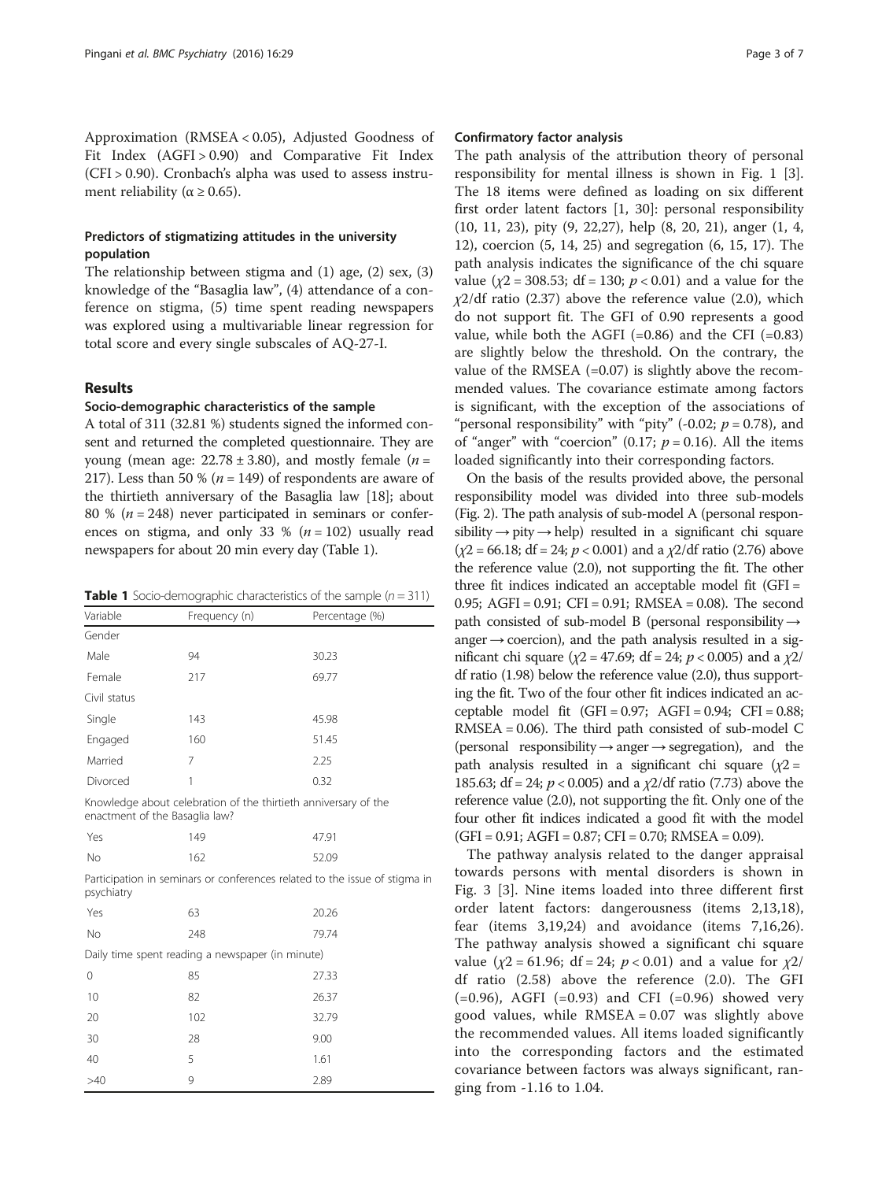Approximation (RMSEA < 0.05), Adjusted Goodness of Fit Index (AGFI > 0.90) and Comparative Fit Index (CFI > 0.90). Cronbach's alpha was used to assess instrument reliability (α ≥ 0.65).

### Predictors of stigmatizing attitudes in the university population

The relationship between stigma and (1) age, (2) sex, (3) knowledge of the "Basaglia law", (4) attendance of a conference on stigma, (5) time spent reading newspapers was explored using a multivariable linear regression for total score and every single subscales of AQ-27-I.

## Results

### Socio-demographic characteristics of the sample

A total of 311 (32.81 %) students signed the informed consent and returned the completed questionnaire. They are young (mean age: 22.78 ± 3.80), and mostly female (*n* = 217). Less than 50 % (*n* = 149) of respondents are aware of the thirtieth anniversary of the Basaglia law [18]; about 80 % (*n* = 248) never participated in seminars or conferences on stigma, and only 33 % (*n* = 102) usually read newspapers for about 20 min every day (Table 1).

**Table 1** Socio-demographic characteristics of the sample (*n* = 311)

| Variable | Frequency (n) | Percentage (%) |
|---|---|---|
| Gender | | |
| Male | 94 | 30.23 |
| Female | 217 | 69.77 |
| Civil status | | |
| Single | 143 | 45.98 |
| Engaged | 160 | 51.45 |
| Married | 7 | 2.25 |
| Divorced | 1 | 0.32 |
| Knowledge about celebration of the thirtieth anniversary of the enactment of the Basaglia law? | | |
| Yes | 149 | 47.91 |
| No | 162 | 52.09 |
| Participation in seminars or conferences related to the issue of stigma in psychiatry | | |
| Yes | 63 | 20.26 |
| No | 248 | 79.74 |
| Daily time spent reading a newspaper (in minute) | | |
| 0 | 85 | 27.33 |
| 10 | 82 | 26.37 |
| 20 | 102 | 32.79 |
| 30 | 28 | 9.00 |
| 40 | 5 | 1.61 |
| >40 | 9 | 2.89 |

### Confirmatory factor analysis

The path analysis of the attribution theory of personal responsibility for mental illness is shown in Fig. 1 [3]. The 18 items were defined as loading on six different first order latent factors [1, 30]: personal responsibility (10, 11, 23), pity (9, 22,27), help (8, 20, 21), anger (1, 4, 12), coercion (5, 14, 25) and segregation (6, 15, 17). The path analysis indicates the significance of the chi square value ($\chi^2$ = 308.53; df = 130; $p < 0.01$) and a value for the $\chi^2$/df ratio (2.37) above the reference value (2.0), which do not support fit. The GFI of 0.90 represents a good value, while both the AGFI (=0.86) and the CFI (=0.83) are slightly below the threshold. On the contrary, the value of the RMSEA (=0.07) is slightly above the recommended values. The covariance estimate among factors is significant, with the exception of the associations of "personal responsibility" with "pity" (-0.02; $p = 0.78$), and of "anger" with "coercion" (0.17; $p = 0.16$). All the items loaded significantly into their corresponding factors.

On the basis of the results provided above, the personal responsibility model was divided into three sub-models (Fig. 2). The path analysis of sub-model A (personal responsibility → pity → help) resulted in a significant chi square ($\chi^2$ = 66.18; df = 24; $p < 0.001$) and a $\chi^2$/df ratio (2.76) above the reference value (2.0), not supporting the fit. The other three fit indices indicated an acceptable model fit (GFI = 0.95; AGFI = 0.91; CFI = 0.91; RMSEA = 0.08). The second path consisted of sub-model B (personal responsibility → anger → coercion), and the path analysis resulted in a significant chi square ($\chi^2$ = 47.69; df = 24; $p < 0.005$) and a $\chi^2$/df ratio (1.98) below the reference value (2.0), thus supporting the fit. Two of the four other fit indices indicated an acceptable model fit (GFI = 0.97; AGFI = 0.94; CFI = 0.88; RMSEA = 0.06). The third path consisted of sub-model C (personal responsibility → anger → segregation), and the path analysis resulted in a significant chi square ($\chi^2$ = 185.63; df = 24; $p < 0.005$) and a $\chi^2$/df ratio (7.73) above the reference value (2.0), not supporting the fit. Only one of the four other fit indices indicated a good fit with the model (GFI = 0.91; AGFI = 0.87; CFI = 0.70; RMSEA = 0.09).

The pathway analysis related to the danger appraisal towards persons with mental disorders is shown in Fig. 3 [3]. Nine items loaded into three different first order latent factors: dangerousness (items 2,13,18), fear (items 3,19,24) and avoidance (items 7,16,26). The pathway analysis showed a significant chi square value ($\chi^2$ = 61.96; df = 24; $p < 0.01$) and a value for $\chi^2$/df ratio (2.58) above the reference (2.0). The GFI (=0.96), AGFI (=0.93) and CFI (=0.96) showed very good values, while RMSEA = 0.07 was slightly above the recommended values. All items loaded significantly into the corresponding factors and the estimated covariance between factors was always significant, ranging from -1.16 to 1.04.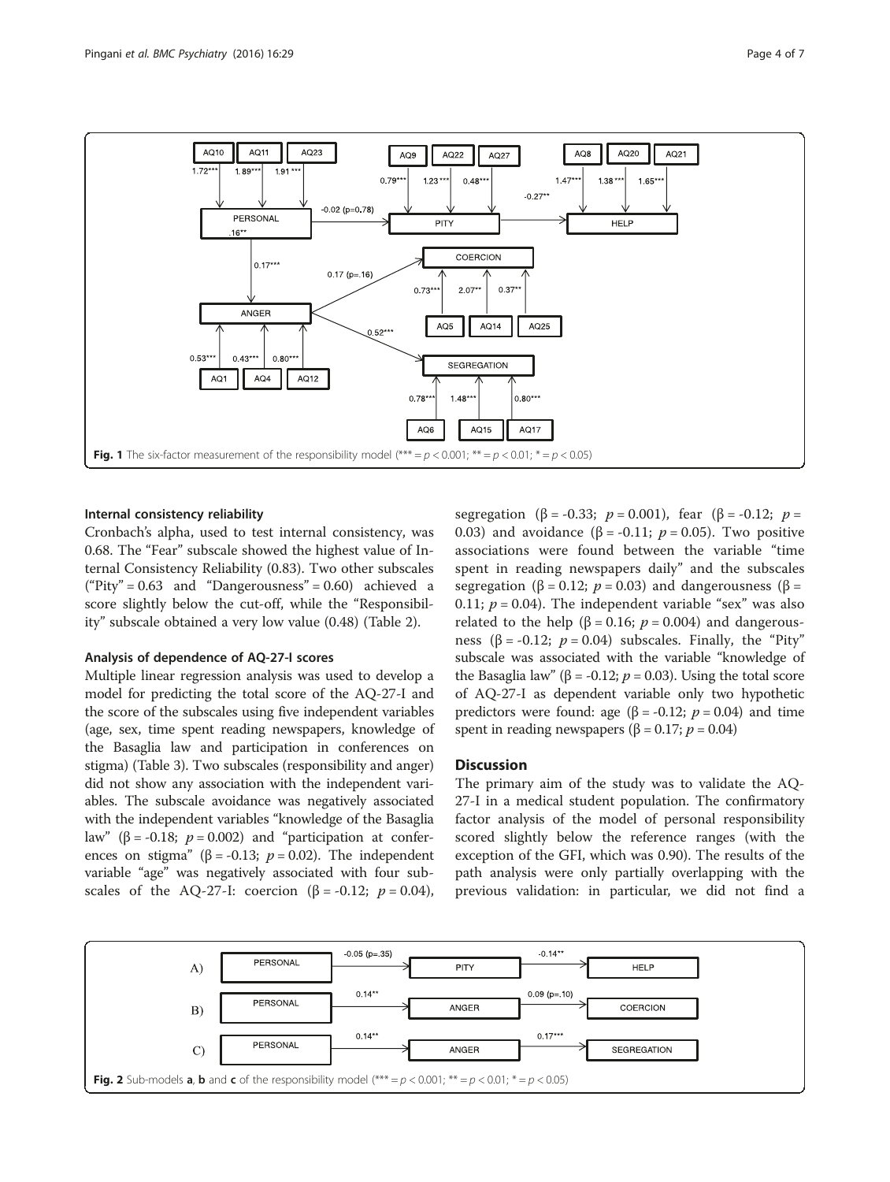Fig. 1 The six-factor measurement of the responsibility model (*** = $p < 0.001$; ** = $p < 0.01$; * = $p < 0.05$)

### Internal consistency reliability

Cronbach's alpha, used to test internal consistency, was 0.68. The "Fear" subscale showed the highest value of Internal Consistency Reliability (0.83). Two other subscales ("Pity" = 0.63 and "Dangerousness" = 0.60) achieved a score slightly below the cut-off, while the "Responsibility" subscale obtained a very low value (0.48) (Table 2).

### Analysis of dependence of AQ-27-I scores

Multiple linear regression analysis was used to develop a model for predicting the total score of the AQ-27-I and the score of the subscales using five independent variables (age, sex, time spent reading newspapers, knowledge of the Basaglia law and participation in conferences on stigma) (Table 3). Two subscales (responsibility and anger) did not show any association with the independent variables. The subscale avoidance was negatively associated with the independent variables "knowledge of the Basaglia law" (β = -0.18; $p = 0.002$) and "participation at conferences on stigma" (β = -0.13; $p = 0.02$). The independent variable "age" was negatively associated with four subscales of the AQ-27-I: coercion (β = -0.12; $p = 0.04$), segregation (β = -0.33; $p = 0.001$), fear (β = -0.12; $p = 0.03$) and avoidance (β = -0.11; $p = 0.05$). Two positive associations were found between the variable "time spent in reading newspapers daily" and the subscales segregation (β = 0.12; $p = 0.03$) and dangerousness (β = 0.11; $p = 0.04$). The independent variable "sex" was also related to the help (β = 0.16; $p = 0.004$) and dangerousness (β = -0.12; $p = 0.04$) subscales. Finally, the "Pity" subscale was associated with the variable "knowledge of the Basaglia law" (β = -0.12; $p = 0.03$). Using the total score of AQ-27-I as dependent variable only two hypothetic predictors were found: age (β = -0.12; $p = 0.04$) and time spent in reading newspapers (β = 0.17; $p = 0.04$)

## Discussion

The primary aim of the study was to validate the AQ-27-I in a medical student population. The confirmatory factor analysis of the model of personal responsibility scored slightly below the reference ranges (with the exception of the GFI, which was 0.90). The results of the path analysis were only partially overlapping with the previous validation: in particular, we did not find a

Fig. 2 Sub-models **a**, **b** and **c** of the responsibility model (*** = $p < 0.001$; ** = $p < 0.01$; * = $p < 0.05$)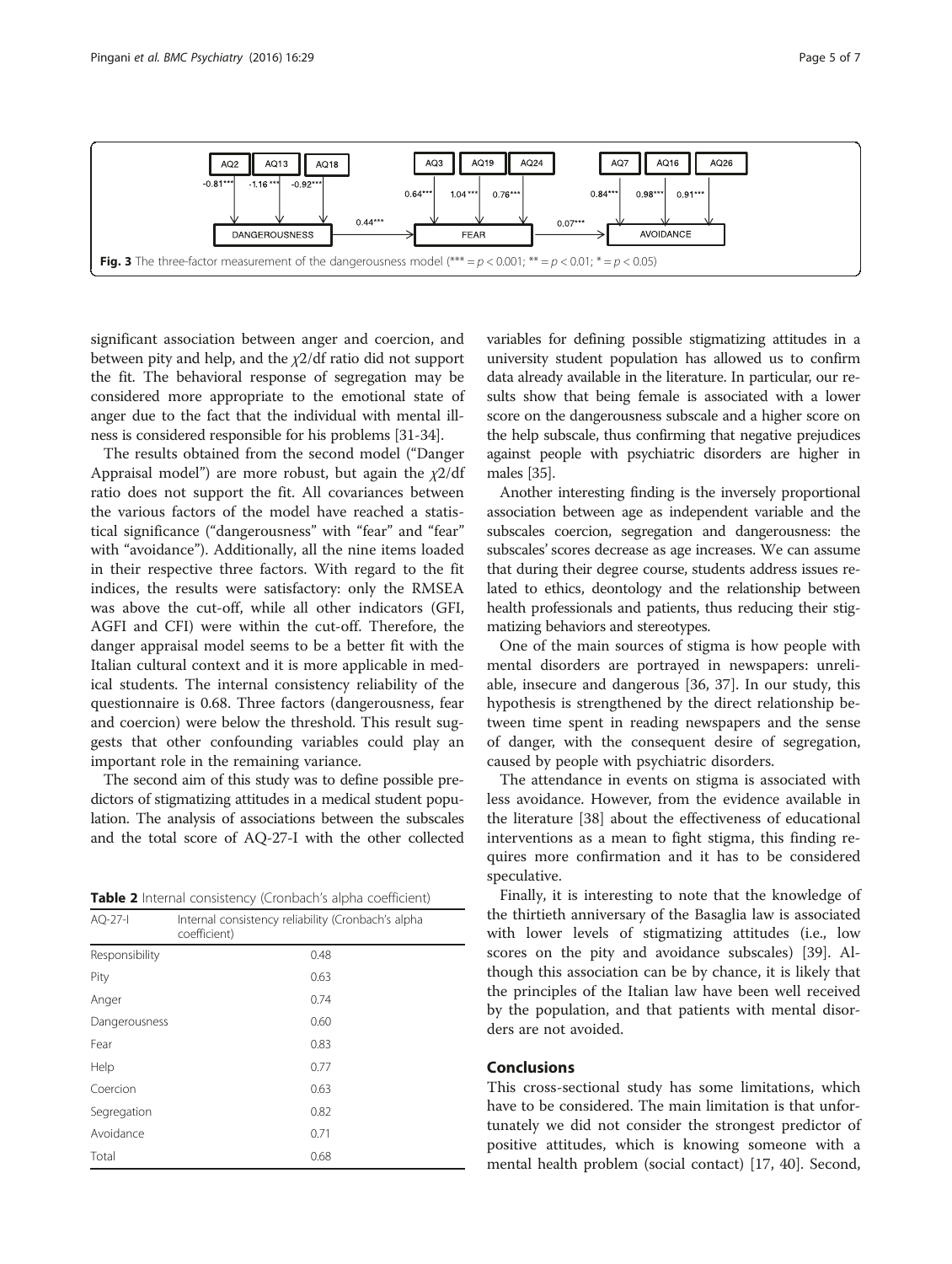Fig. 3 The three-factor measurement of the dangerousness model (*** = $p < 0.001$; ** = $p < 0.01$; * = $p < 0.05$)

significant association between anger and coercion, and between pity and help, and the $\chi2/df$ ratio did not support the fit. The behavioral response of segregation may be considered more appropriate to the emotional state of anger due to the fact that the individual with mental illness is considered responsible for his problems [31-34].

The results obtained from the second model ("Danger Appraisal model") are more robust, but again the $\chi2/df$ ratio does not support the fit. All covariances between the various factors of the model have reached a statistical significance ("dangerousness" with "fear" and "fear" with "avoidance"). Additionally, all the nine items loaded in their respective three factors. With regard to the fit indices, the results were satisfactory: only the RMSEA was above the cut-off, while all other indicators (GFI, AGFI and CFI) were within the cut-off. Therefore, the danger appraisal model seems to be a better fit with the Italian cultural context and it is more applicable in medical students. The internal consistency reliability of the questionnaire is 0.68. Three factors (dangerousness, fear and coercion) were below the threshold. This result suggests that other confounding variables could play an important role in the remaining variance.

The second aim of this study was to define possible predictors of stigmatizing attitudes in a medical student population. The analysis of associations between the subscales and the total score of AQ-27-I with the other collected variables for defining possible stigmatizing attitudes in a university student population has allowed us to confirm data already available in the literature. In particular, our results show that being female is associated with a lower score on the dangerousness subscale and a higher score on the help subscale, thus confirming that negative prejudices against people with psychiatric disorders are higher in males [35].

**Table 2** Internal consistency (Cronbach's alpha coefficient)

| AQ-27-I | Internal consistency reliability (Cronbach's alpha coefficient) |
|---|---|
| Responsibility | 0.48 |
| Pity | 0.63 |
| Anger | 0.74 |
| Dangerousness | 0.60 |
| Fear | 0.83 |
| Help | 0.77 |
| Coercion | 0.63 |
| Segregation | 0.82 |
| Avoidance | 0.71 |
| Total | 0.68 |

Another interesting finding is the inversely proportional association between age as independent variable and the subscales coercion, segregation and dangerousness: the subscales' scores decrease as age increases. We can assume that during their degree course, students address issues related to ethics, deontology and the relationship between health professionals and patients, thus reducing their stigmatizing behaviors and stereotypes.

One of the main sources of stigma is how people with mental disorders are portrayed in newspapers: unreliable, insecure and dangerous [36, 37]. In our study, this hypothesis is strengthened by the direct relationship between time spent in reading newspapers and the sense of danger, with the consequent desire of segregation, caused by people with psychiatric disorders.

The attendance in events on stigma is associated with less avoidance. However, from the evidence available in the literature [38] about the effectiveness of educational interventions as a mean to fight stigma, this finding requires more confirmation and it has to be considered speculative.

Finally, it is interesting to note that the knowledge of the thirtieth anniversary of the Basaglia law is associated with lower levels of stigmatizing attitudes (i.e., low scores on the pity and avoidance subscales) [39]. Although this association can be by chance, it is likely that the principles of the Italian law have been well received by the population, and that patients with mental disorders are not avoided.

## Conclusions

This cross-sectional study has some limitations, which have to be considered. The main limitation is that unfortunately we did not consider the strongest predictor of positive attitudes, which is knowing someone with a mental health problem (social contact) [17, 40]. Second,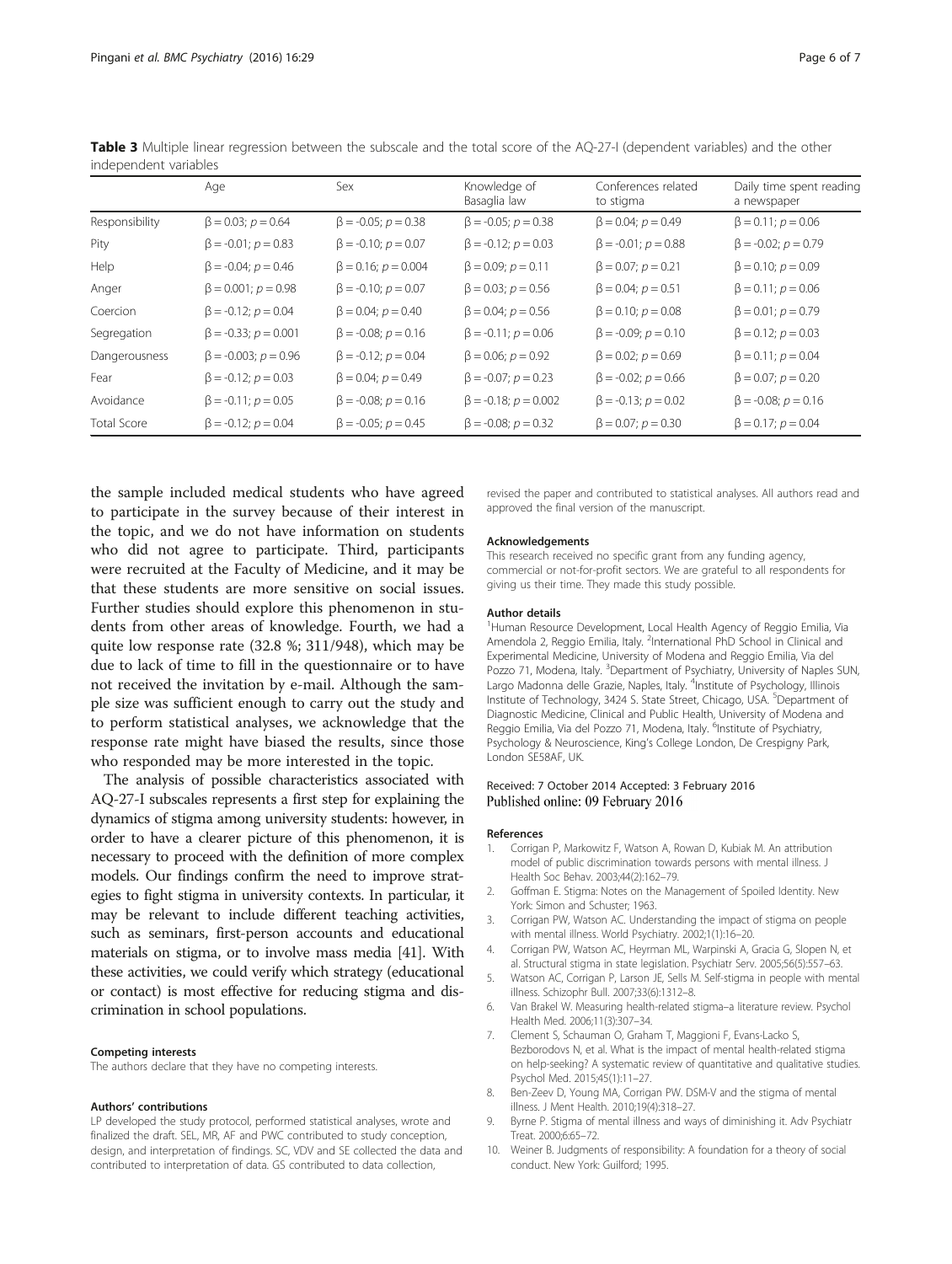**Table 3** Multiple linear regression between the subscale and the total score of the AQ-27-I (dependent variables) and the other independent variables

| | Age | Sex | Knowledge of Basaglia law | Conferences related to stigma | Daily time spent reading a newspaper |
|---|---|---|---|---|---|
| Responsibility | $\beta = 0.03$; $p = 0.64$ | $\beta = -0.05$; $p = 0.38$ | $\beta = -0.05$; $p = 0.38$ | $\beta = 0.04$; $p = 0.49$ | $\beta = 0.11$; $p = 0.06$ |
| Pity | $\beta = -0.01$; $p = 0.83$ | $\beta = -0.10$; $p = 0.07$ | $\beta = -0.12$; $p = 0.03$ | $\beta = -0.01$; $p = 0.88$ | $\beta = -0.02$; $p = 0.79$ |
| Help | $\beta = -0.04$; $p = 0.46$ | $\beta = 0.16$; $p = 0.004$ | $\beta = 0.09$; $p = 0.11$ | $\beta = 0.07$; $p = 0.21$ | $\beta = 0.10$; $p = 0.09$ |
| Anger | $\beta = 0.001$; $p = 0.98$ | $\beta = -0.10$; $p = 0.07$ | $\beta = 0.03$; $p = 0.56$ | $\beta = 0.04$; $p = 0.51$ | $\beta = 0.11$; $p = 0.06$ |
| Coercion | $\beta = -0.12$; $p = 0.04$ | $\beta = 0.04$; $p = 0.40$ | $\beta = 0.04$; $p = 0.56$ | $\beta = 0.10$; $p = 0.08$ | $\beta = 0.01$; $p = 0.79$ |
| Segregation | $\beta = -0.33$; $p = 0.001$ | $\beta = -0.08$; $p = 0.16$ | $\beta = -0.11$; $p = 0.06$ | $\beta = -0.09$; $p = 0.10$ | $\beta = 0.12$; $p = 0.03$ |
| Dangerousness | $\beta = -0.003$; $p = 0.96$ | $\beta = -0.12$; $p = 0.04$ | $\beta = 0.06$; $p = 0.92$ | $\beta = 0.02$; $p = 0.69$ | $\beta = 0.11$; $p = 0.04$ |
| Fear | $\beta = -0.12$; $p = 0.03$ | $\beta = 0.04$; $p = 0.49$ | $\beta = -0.07$; $p = 0.23$ | $\beta = -0.02$; $p = 0.66$ | $\beta = 0.07$; $p = 0.20$ |
| Avoidance | $\beta = -0.11$; $p = 0.05$ | $\beta = -0.08$; $p = 0.16$ | $\beta = -0.18$; $p = 0.002$ | $\beta = -0.13$; $p = 0.02$ | $\beta = -0.08$; $p = 0.16$ |
| Total Score | $\beta = -0.12$; $p = 0.04$ | $\beta = -0.05$; $p = 0.45$ | $\beta = -0.08$; $p = 0.32$ | $\beta = 0.07$; $p = 0.30$ | $\beta = 0.17$; $p = 0.04$ |

the sample included medical students who have agreed to participate in the survey because of their interest in the topic, and we do not have information on students who did not agree to participate. Third, participants were recruited at the Faculty of Medicine, and it may be that these students are more sensitive on social issues. Further studies should explore this phenomenon in students from other areas of knowledge. Fourth, we had a quite low response rate (32.8 %; 311/948), which may be due to lack of time to fill in the questionnaire or to have not received the invitation by e-mail. Although the sample size was sufficient enough to carry out the study and to perform statistical analyses, we acknowledge that the response rate might have biased the results, since those who responded may be more interested in the topic.

The analysis of possible characteristics associated with AQ-27-I subscales represents a first step for explaining the dynamics of stigma among university students: however, in order to have a clearer picture of this phenomenon, it is necessary to proceed with the definition of more complex models. Our findings confirm the need to improve strategies to fight stigma in university contexts. In particular, it may be relevant to include different teaching activities, such as seminars, first-person accounts and educational materials on stigma, or to involve mass media [41]. With these activities, we could verify which strategy (educational or contact) is most effective for reducing stigma and discrimination in school populations.

#### Competing interests

The authors declare that they have no competing interests.

#### Authors' contributions

LP developed the study protocol, performed statistical analyses, wrote and finalized the draft. SEL, MR, AF and PWC contributed to study conception, design, and interpretation of findings. SC, VDV and SE collected the data and contributed to interpretation of data. GS contributed to data collection, revised the paper and contributed to statistical analyses. All authors read and approved the final version of the manuscript.

#### Acknowledgements

This research received no specific grant from any funding agency, commercial or not-for-profit sectors. We are grateful to all respondents for giving us their time. They made this study possible.

#### Author details

[1]Human Resource Development, Local Health Agency of Reggio Emilia, Via Amendola 2, Reggio Emilia, Italy. [2]International PhD School in Clinical and Experimental Medicine, University of Modena and Reggio Emilia, Via del Pozzo 71, Modena, Italy. [3]Department of Psychiatry, University of Naples SUN, Largo Madonna delle Grazie, Naples, Italy. [4]Institute of Psychology, Illinois Institute of Technology, 3424 S. State Street, Chicago, USA. [5]Department of Diagnostic Medicine, Clinical and Public Health, University of Modena and Reggio Emilia, Via del Pozzo 71, Modena, Italy. [6]Institute of Psychiatry, Psychology & Neuroscience, King's College London, De Crespigny Park, London SE58AF, UK.

Received: 7 October 2014 Accepted: 3 February 2016
Published online: 09 February 2016

#### References

1. Corrigan P, Markowitz F, Watson A, Rowan D, Kubiak M. An attribution model of public discrimination towards persons with mental illness. J Health Soc Behav. 2003;44(2):162–79.
2. Goffman E. Stigma: Notes on the Management of Spoiled Identity. New York: Simon and Schuster; 1963.
3. Corrigan PW, Watson AC. Understanding the impact of stigma on people with mental illness. World Psychiatry. 2002;1(1):16–20.
4. Corrigan PW, Watson AC, Heyrman ML, Warpinski A, Gracia G, Slopen N, et al. Structural stigma in state legislation. Psychiatr Serv. 2005;56(5):557–63.
5. Watson AC, Corrigan P, Larson JE, Sells M. Self-stigma in people with mental illness. Schizophr Bull. 2007;33(6):1312–8.
6. Van Brakel W. Measuring health-related stigma–a literature review. Psychol Health Med. 2006;11(3):307–34.
7. Clement S, Schauman O, Graham T, Maggioni F, Evans-Lacko S, Bezborodovs N, et al. What is the impact of mental health-related stigma on help-seeking? A systematic review of quantitative and qualitative studies. Psychol Med. 2015;45(1):11–27.
8. Ben-Zeev D, Young MA, Corrigan PW. DSM-V and the stigma of mental illness. J Ment Health. 2010;19(4):318–27.
9. Byrne P. Stigma of mental illness and ways of diminishing it. Adv Psychiatr Treat. 2000;6:65–72.
10. Weiner B. Judgments of responsibility: A foundation for a theory of social conduct. New York: Guilford; 1995.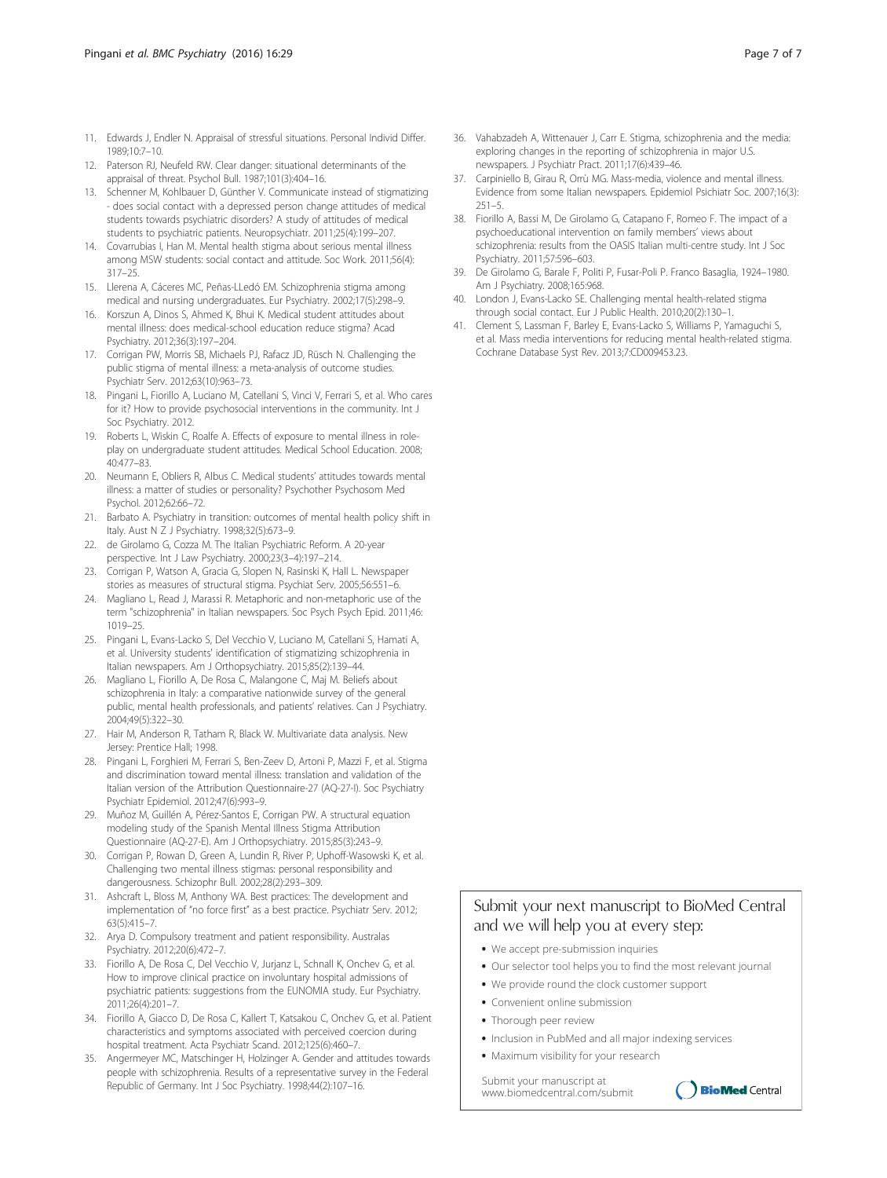11. Edwards J, Endler N. Appraisal of stressful situations. Personal Individ Differ. 1989;10:7–10.
12. Paterson RJ, Neufeld RW. Clear danger: situational determinants of the appraisal of threat. Psychol Bull. 1987;101(3):404–16.
13. Schenner M, Kohlbauer D, Günther V. Communicate instead of stigmatizing - does social contact with a depressed person change attitudes of medical students towards psychiatric disorders? A study of attitudes of medical students to psychiatric patients. Neuropsychiatr. 2011;25(4):199–207.
14. Covarrubias I, Han M. Mental health stigma about serious mental illness among MSW students: social contact and attitude. Soc Work. 2011;56(4): 317–25.
15. Llerena A, Cáceres MC, Peñas-LLedó EM. Schizophrenia stigma among medical and nursing undergraduates. Eur Psychiatry. 2002;17(5):298–9.
16. Korszun A, Dinos S, Ahmed K, Bhui K. Medical student attitudes about mental illness: does medical-school education reduce stigma? Acad Psychiatry. 2012;36(3):197–204.
17. Corrigan PW, Morris SB, Michaels PJ, Rafacz JD, Rüsch N. Challenging the public stigma of mental illness: a meta-analysis of outcome studies. Psychiatr Serv. 2012;63(10):963–73.
18. Pingani L, Fiorillo A, Luciano M, Catellani S, Vinci V, Ferrari S, et al. Who cares for it? How to provide psychosocial interventions in the community. Int J Soc Psychiatry. 2012.
19. Roberts L, Wiskin C, Roalfe A. Effects of exposure to mental illness in role-play on undergraduate student attitudes. Medical School Education. 2008; 40:477–83.
20. Neumann E, Obliers R, Albus C. Medical students' attitudes towards mental illness: a matter of studies or personality? Psychother Psychosom Med Psychol. 2012;62:66–72.
21. Barbato A. Psychiatry in transition: outcomes of mental health policy shift in Italy. Aust N Z J Psychiatry. 1998;32(5):673–9.
22. de Girolamo G, Cozza M. The Italian Psychiatric Reform. A 20-year perspective. Int J Law Psychiatry. 2000;23(3–4):197–214.
23. Corrigan P, Watson A, Gracia G, Slopen N, Rasinski K, Hall L. Newspaper stories as measures of structural stigma. Psychiat Serv. 2005;56:551–6.
24. Magliano L, Read J, Marassi R. Metaphoric and non-metaphoric use of the term "schizophrenia" in Italian newspapers. Soc Psych Psych Epid. 2011;46: 1019–25.
25. Pingani L, Evans-Lacko S, Del Vecchio V, Luciano M, Catellani S, Hamati A, et al. University students' identification of stigmatizing schizophrenia in Italian newspapers. Am J Orthopsychiatry. 2015;85(2):139–44.
26. Magliano L, Fiorillo A, De Rosa C, Malangone C, Maj M. Beliefs about schizophrenia in Italy: a comparative nationwide survey of the general public, mental health professionals, and patients' relatives. Can J Psychiatry. 2004;49(5):322–30.
27. Hair M, Anderson R, Tatham R, Black W. Multivariate data analysis. New Jersey: Prentice Hall; 1998.
28. Pingani L, Forghieri M, Ferrari S, Ben-Zeev D, Artoni P, Mazzi F, et al. Stigma and discrimination toward mental illness: translation and validation of the Italian version of the Attribution Questionnaire-27 (AQ-27-I). Soc Psychiatry Psychiatr Epidemiol. 2012;47(6):993–9.
29. Muñoz M, Guillén A, Pérez-Santos E, Corrigan PW. A structural equation modeling study of the Spanish Mental Illness Stigma Attribution Questionnaire (AQ-27-E). Am J Orthopsychiatry. 2015;85(3):243–9.
30. Corrigan P, Rowan D, Green A, Lundin R, River P, Uphoff-Wasowski K, et al. Challenging two mental illness stigmas: personal responsibility and dangerousness. Schizophr Bull. 2002;28(2):293–309.
31. Ashcraft L, Bloss M, Anthony WA. Best practices: The development and implementation of "no force first" as a best practice. Psychiatr Serv. 2012; 63(5):415–7.
32. Arya D. Compulsory treatment and patient responsibility. Australas Psychiatry. 2012;20(6):472–7.
33. Fiorillo A, De Rosa C, Del Vecchio V, Jurjanz L, Schnall K, Onchev G, et al. How to improve clinical practice on involuntary hospital admissions of psychiatric patients: suggestions from the EUNOMIA study. Eur Psychiatry. 2011;26(4):201–7.
34. Fiorillo A, Giacco D, De Rosa C, Kallert T, Katsakou C, Onchev G, et al. Patient characteristics and symptoms associated with perceived coercion during hospital treatment. Acta Psychiatr Scand. 2012;125(6):460–7.
35. Angermeyer MC, Matschinger H, Holzinger A. Gender and attitudes towards people with schizophrenia. Results of a representative survey in the Federal Republic of Germany. Int J Soc Psychiatry. 1998;44(2):107–16.
36. Vahabzadeh A, Wittenauer J, Carr E. Stigma, schizophrenia and the media: exploring changes in the reporting of schizophrenia in major U.S. newspapers. J Psychiatr Pract. 2011;17(6):439–46.
37. Carpiniello B, Girau R, Orrù MG. Mass-media, violence and mental illness. Evidence from some Italian newspapers. Epidemiol Psichiatr Soc. 2007;16(3): 251–5.
38. Fiorillo A, Bassi M, De Girolamo G, Catapano F, Romeo F. The impact of a psychoeducational intervention on family members' views about schizophrenia: results from the OASIS Italian multi-centre study. Int J Soc Psychiatry. 2011;57:596–603.
39. De Girolamo G, Barale F, Politi P, Fusar-Poli P. Franco Basaglia, 1924–1980. Am J Psychiatry. 2008;165:968.
40. London J, Evans-Lacko SE. Challenging mental health-related stigma through social contact. Eur J Public Health. 2010;20(2):130–1.
41. Clement S, Lassman F, Barley E, Evans-Lacko S, Williams P, Yamaguchi S, et al. Mass media interventions for reducing mental health-related stigma. Cochrane Database Syst Rev. 2013;7:CD009453.23.

Submit your next manuscript to BioMed Central and we will help you at every step:

- We accept pre-submission inquiries
- Our selector tool helps you to find the most relevant journal
- We provide round the clock customer support
- Convenient online submission
- Thorough peer review
- Inclusion in PubMed and all major indexing services
- Maximum visibility for your research

Submit your manuscript at www.biomedcentral.com/submit

BioMed Central